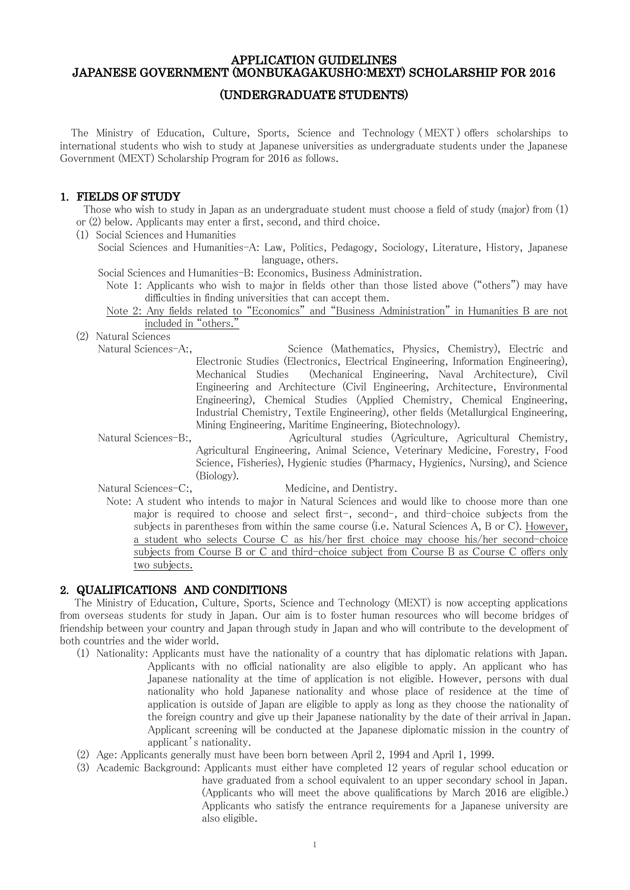# APPLICATION GUIDELINES
# JAPANESE GOVERNMENT (MONBUKAGAKUSHO:MEXT) SCHOLARSHIP FOR 2016
# (UNDERGRADUATE STUDENTS)

The Ministry of Education, Culture, Sports, Science and Technology ( MEXT ) offers scholarships to international students who wish to study at Japanese universities as undergraduate students under the Japanese Government (MEXT) Scholarship Program for 2016 as follows.

## 1. FIELDS OF STUDY

Those who wish to study in Japan as an undergraduate student must choose a field of study (major) from (1) or (2) below. Applicants may enter a first, second, and third choice.

(1) Social Sciences and Humanities

Social Sciences and Humanities-A: Law, Politics, Pedagogy, Sociology, Literature, History, Japanese language, others.

Social Sciences and Humanities-B: Economics, Business Administration.

Note 1: Applicants who wish to major in fields other than those listed above ("others") may have difficulties in finding universities that can accept them.

<u>Note 2: Any fields related to "Economics" and "Business Administration" in Humanities B are not included in "others."</u>

(2) Natural Sciences

Natural Sciences-A:, Science (Mathematics, Physics, Chemistry), Electric and Electronic Studies (Electronics, Electrical Engineering, Information Engineering), Mechanical Studies (Mechanical Engineering, Naval Architecture), Civil Engineering and Architecture (Civil Engineering, Architecture, Environmental Engineering), Chemical Studies (Applied Chemistry, Chemical Engineering, Industrial Chemistry, Textile Engineering), other fields (Metallurgical Engineering, Mining Engineering, Maritime Engineering, Biotechnology).

Natural Sciences-B:, Agricultural studies (Agriculture, Agricultural Chemistry, Agricultural Engineering, Animal Science, Veterinary Medicine, Forestry, Food Science, Fisheries), Hygienic studies (Pharmacy, Hygienics, Nursing), and Science (Biology).

Natural Sciences-C:, Medicine, and Dentistry.

Note: A student who intends to major in Natural Sciences and would like to choose more than one major is required to choose and select first-, second-, and third-choice subjects from the subjects in parentheses from within the same course (i.e. Natural Sciences A, B or C). <u>However, a student who selects Course C as his/her first choice may choose his/her second-choice subjects from Course B or C and third-choice subject from Course B as Course C offers only two subjects.</u>

## 2. QUALIFICATIONS AND CONDITIONS

The Ministry of Education, Culture, Sports, Science and Technology (MEXT) is now accepting applications from overseas students for study in Japan. Our aim is to foster human resources who will become bridges of friendship between your country and Japan through study in Japan and who will contribute to the development of both countries and the wider world.

(1) Nationality: Applicants must have the nationality of a country that has diplomatic relations with Japan. Applicants with no official nationality are also eligible to apply. An applicant who has Japanese nationality at the time of application is not eligible. However, persons with dual nationality who hold Japanese nationality and whose place of residence at the time of application is outside of Japan are eligible to apply as long as they choose the nationality of the foreign country and give up their Japanese nationality by the date of their arrival in Japan. Applicant screening will be conducted at the Japanese diplomatic mission in the country of applicant's nationality.

(2) Age: Applicants generally must have been born between April 2, 1994 and April 1, 1999.

(3) Academic Background: Applicants must either have completed 12 years of regular school education or have graduated from a school equivalent to an upper secondary school in Japan. (Applicants who will meet the above qualifications by March 2016 are eligible.) Applicants who satisfy the entrance requirements for a Japanese university are also eligible.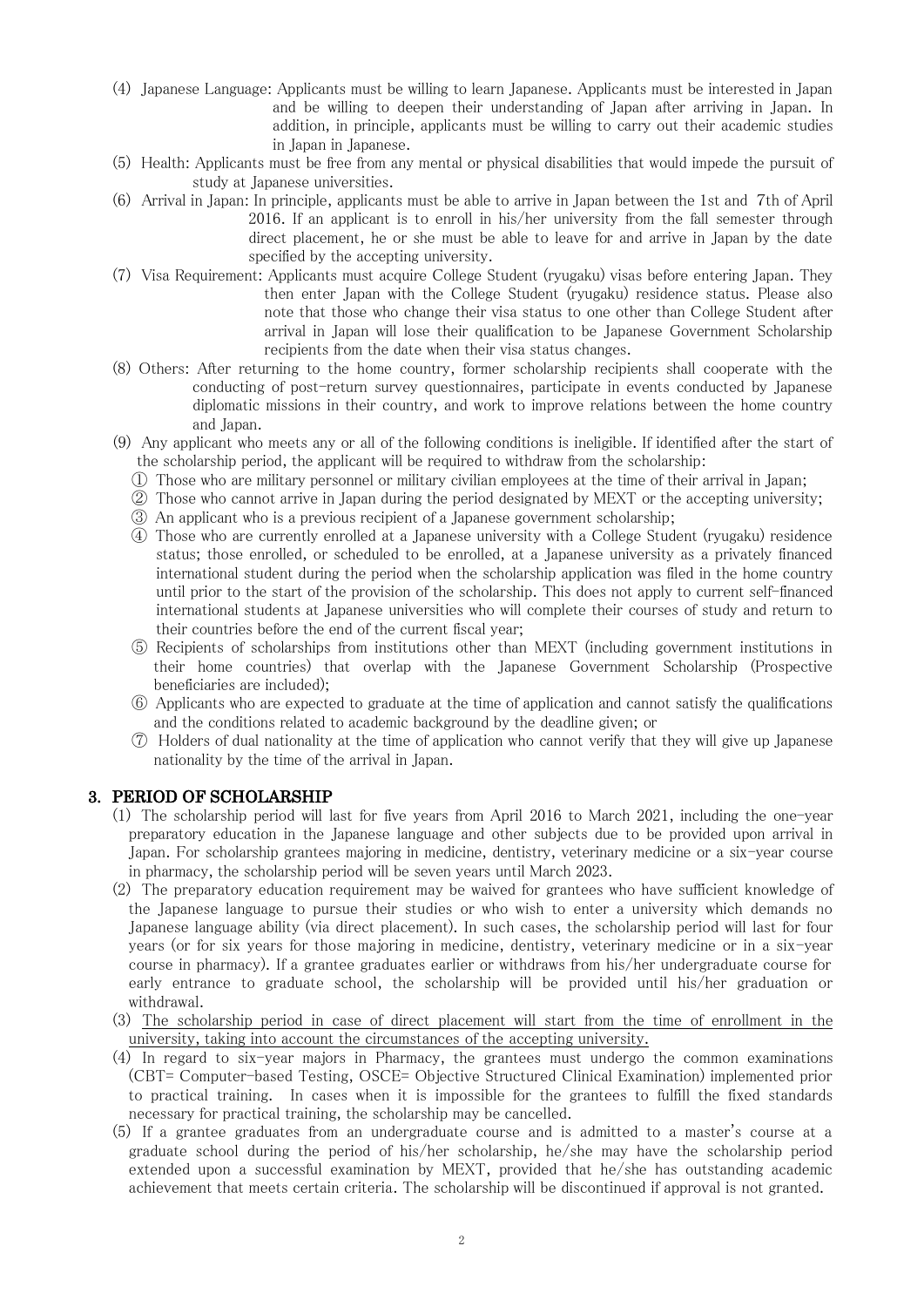(4) Japanese Language: Applicants must be willing to learn Japanese. Applicants must be interested in Japan and be willing to deepen their understanding of Japan after arriving in Japan. In addition, in principle, applicants must be willing to carry out their academic studies in Japan in Japanese.

(5) Health: Applicants must be free from any mental or physical disabilities that would impede the pursuit of study at Japanese universities.

(6) Arrival in Japan: In principle, applicants must be able to arrive in Japan between the 1st and 7th of April 2016. If an applicant is to enroll in his/her university from the fall semester through direct placement, he or she must be able to leave for and arrive in Japan by the date specified by the accepting university.

(7) Visa Requirement: Applicants must acquire College Student (ryugaku) visas before entering Japan. They then enter Japan with the College Student (ryugaku) residence status. Please also note that those who change their visa status to one other than College Student after arrival in Japan will lose their qualification to be Japanese Government Scholarship recipients from the date when their visa status changes.

(8) Others: After returning to the home country, former scholarship recipients shall cooperate with the conducting of post-return survey questionnaires, participate in events conducted by Japanese diplomatic missions in their country, and work to improve relations between the home country and Japan.

(9) Any applicant who meets any or all of the following conditions is ineligible. If identified after the start of the scholarship period, the applicant will be required to withdraw from the scholarship:

① Those who are military personnel or military civilian employees at the time of their arrival in Japan;
② Those who cannot arrive in Japan during the period designated by MEXT or the accepting university;
③ An applicant who is a previous recipient of a Japanese government scholarship;
④ Those who are currently enrolled at a Japanese university with a College Student (ryugaku) residence status; those enrolled, or scheduled to be enrolled, at a Japanese university as a privately financed international student during the period when the scholarship application was filed in the home country until prior to the start of the provision of the scholarship. This does not apply to current self-financed international students at Japanese universities who will complete their courses of study and return to their countries before the end of the current fiscal year;
⑤ Recipients of scholarships from institutions other than MEXT (including government institutions in their home countries) that overlap with the Japanese Government Scholarship (Prospective beneficiaries are included);
⑥ Applicants who are expected to graduate at the time of application and cannot satisfy the qualifications and the conditions related to academic background by the deadline given; or
⑦ Holders of dual nationality at the time of application who cannot verify that they will give up Japanese nationality by the time of the arrival in Japan.

## 3. PERIOD OF SCHOLARSHIP

(1) The scholarship period will last for five years from April 2016 to March 2021, including the one-year preparatory education in the Japanese language and other subjects due to be provided upon arrival in Japan. For scholarship grantees majoring in medicine, dentistry, veterinary medicine or a six-year course in pharmacy, the scholarship period will be seven years until March 2023.

(2) The preparatory education requirement may be waived for grantees who have sufficient knowledge of the Japanese language to pursue their studies or who wish to enter a university which demands no Japanese language ability (via direct placement). In such cases, the scholarship period will last for four years (or for six years for those majoring in medicine, dentistry, veterinary medicine or in a six-year course in pharmacy). If a grantee graduates earlier or withdraws from his/her undergraduate course for early entrance to graduate school, the scholarship will be provided until his/her graduation or withdrawal.

(3) <u>The scholarship period in case of direct placement will start from the time of enrollment in the university, taking into account the circumstances of the accepting university.</u>

(4) In regard to six-year majors in Pharmacy, the grantees must undergo the common examinations (CBT= Computer-based Testing, OSCE= Objective Structured Clinical Examination) implemented prior to practical training. In cases when it is impossible for the grantees to fulfill the fixed standards necessary for practical training, the scholarship may be cancelled.

(5) If a grantee graduates from an undergraduate course and is admitted to a master's course at a graduate school during the period of his/her scholarship, he/she may have the scholarship period extended upon a successful examination by MEXT, provided that he/she has outstanding academic achievement that meets certain criteria. The scholarship will be discontinued if approval is not granted.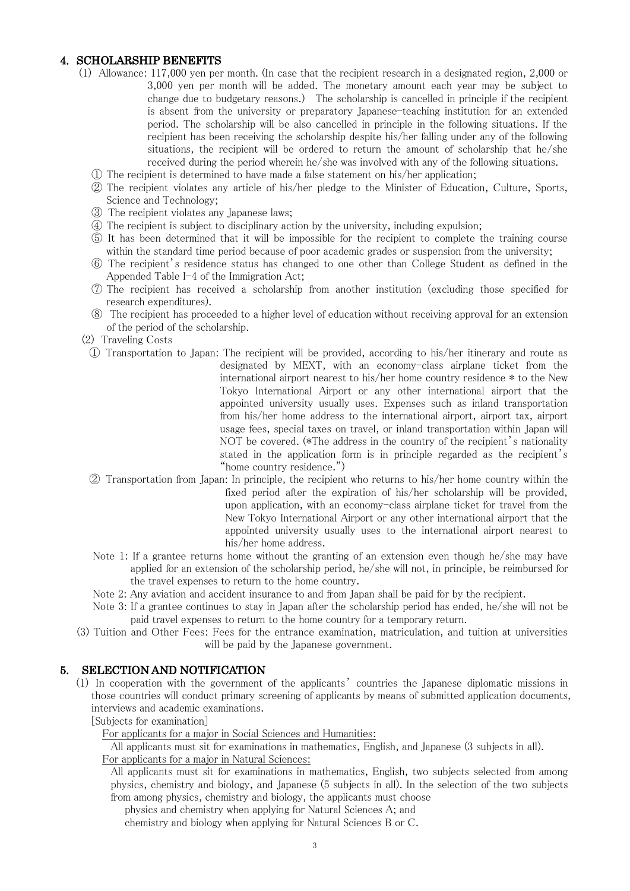## 4. SCHOLARSHIP BENEFITS

(1) Allowance: 117,000 yen per month. (In case that the recipient research in a designated region, 2,000 or 3,000 yen per month will be added. The monetary amount each year may be subject to change due to budgetary reasons.) The scholarship is cancelled in principle if the recipient is absent from the university or preparatory Japanese-teaching institution for an extended period. The scholarship will be also cancelled in principle in the following situations. If the recipient has been receiving the scholarship despite his/her falling under any of the following situations, the recipient will be ordered to return the amount of scholarship that he/she received during the period wherein he/she was involved with any of the following situations.

① The recipient is determined to have made a false statement on his/her application;
② The recipient violates any article of his/her pledge to the Minister of Education, Culture, Sports, Science and Technology;
③ The recipient violates any Japanese laws;
④ The recipient is subject to disciplinary action by the university, including expulsion;
⑤ It has been determined that it will be impossible for the recipient to complete the training course within the standard time period because of poor academic grades or suspension from the university;
⑥ The recipient's residence status has changed to one other than College Student as defined in the Appended Table I-4 of the Immigration Act;
⑦ The recipient has received a scholarship from another institution (excluding those specified for research expenditures).
⑧ The recipient has proceeded to a higher level of education without receiving approval for an extension of the period of the scholarship.

(2) Traveling Costs

① Transportation to Japan: The recipient will be provided, according to his/her itinerary and route as designated by MEXT, with an economy-class airplane ticket from the international airport nearest to his/her home country residence * to the New Tokyo International Airport or any other international airport that the appointed university usually uses. Expenses such as inland transportation from his/her home address to the international airport, airport tax, airport usage fees, special taxes on travel, or inland transportation within Japan will NOT be covered. (*The address in the country of the recipient's nationality stated in the application form is in principle regarded as the recipient's "home country residence.")

② Transportation from Japan: In principle, the recipient who returns to his/her home country within the fixed period after the expiration of his/her scholarship will be provided, upon application, with an economy-class airplane ticket for travel from the New Tokyo International Airport or any other international airport that the appointed university usually uses to the international airport nearest to his/her home address.

Note 1: If a grantee returns home without the granting of an extension even though he/she may have applied for an extension of the scholarship period, he/she will not, in principle, be reimbursed for the travel expenses to return to the home country.

Note 2: Any aviation and accident insurance to and from Japan shall be paid for by the recipient.

Note 3: If a grantee continues to stay in Japan after the scholarship period has ended, he/she will not be paid travel expenses to return to the home country for a temporary return.

(3) Tuition and Other Fees: Fees for the entrance examination, matriculation, and tuition at universities will be paid by the Japanese government.

## 5. SELECTION AND NOTIFICATION

(1) In cooperation with the government of the applicants' countries the Japanese diplomatic missions in those countries will conduct primary screening of applicants by means of submitted application documents, interviews and academic examinations.

[Subjects for examination]

For applicants for a major in Social Sciences and Humanities:

All applicants must sit for examinations in mathematics, English, and Japanese (3 subjects in all).

For applicants for a major in Natural Sciences:

All applicants must sit for examinations in mathematics, English, two subjects selected from among physics, chemistry and biology, and Japanese (5 subjects in all). In the selection of the two subjects from among physics, chemistry and biology, the applicants must choose

physics and chemistry when applying for Natural Sciences A; and
chemistry and biology when applying for Natural Sciences B or C.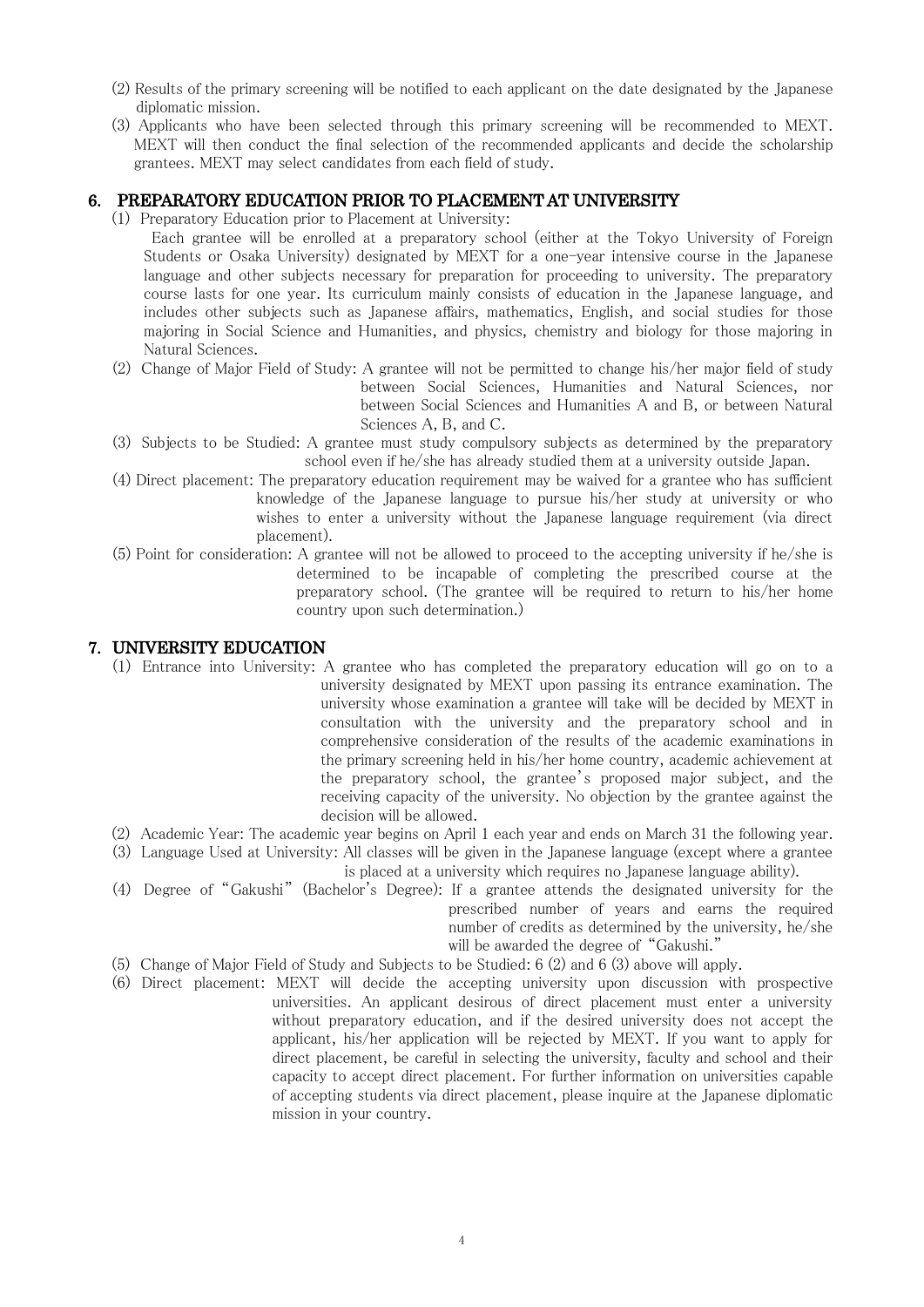(2) Results of the primary screening will be notified to each applicant on the date designated by the Japanese diplomatic mission.

(3) Applicants who have been selected through this primary screening will be recommended to MEXT. MEXT will then conduct the final selection of the recommended applicants and decide the scholarship grantees. MEXT may select candidates from each field of study.

## 6. PREPARATORY EDUCATION PRIOR TO PLACEMENT AT UNIVERSITY

(1) Preparatory Education prior to Placement at University:

Each grantee will be enrolled at a preparatory school (either at the Tokyo University of Foreign Students or Osaka University) designated by MEXT for a one-year intensive course in the Japanese language and other subjects necessary for preparation for proceeding to university. The preparatory course lasts for one year. Its curriculum mainly consists of education in the Japanese language, and includes other subjects such as Japanese affairs, mathematics, English, and social studies for those majoring in Social Science and Humanities, and physics, chemistry and biology for those majoring in Natural Sciences.

(2) Change of Major Field of Study: A grantee will not be permitted to change his/her major field of study between Social Sciences, Humanities and Natural Sciences, nor between Social Sciences and Humanities A and B, or between Natural Sciences A, B, and C.

(3) Subjects to be Studied: A grantee must study compulsory subjects as determined by the preparatory school even if he/she has already studied them at a university outside Japan.

(4) Direct placement: The preparatory education requirement may be waived for a grantee who has sufficient knowledge of the Japanese language to pursue his/her study at university or who wishes to enter a university without the Japanese language requirement (via direct placement).

(5) Point for consideration: A grantee will not be allowed to proceed to the accepting university if he/she is determined to be incapable of completing the prescribed course at the preparatory school. (The grantee will be required to return to his/her home country upon such determination.)

## 7. UNIVERSITY EDUCATION

(1) Entrance into University: A grantee who has completed the preparatory education will go on to a university designated by MEXT upon passing its entrance examination. The university whose examination a grantee will take will be decided by MEXT in consultation with the university and the preparatory school and in comprehensive consideration of the results of the academic examinations in the primary screening held in his/her home country, academic achievement at the preparatory school, the grantee's proposed major subject, and the receiving capacity of the university. No objection by the grantee against the decision will be allowed.

(2) Academic Year: The academic year begins on April 1 each year and ends on March 31 the following year.

(3) Language Used at University: All classes will be given in the Japanese language (except where a grantee is placed at a university which requires no Japanese language ability).

(4) Degree of "Gakushi" (Bachelor's Degree): If a grantee attends the designated university for the prescribed number of years and earns the required number of credits as determined by the university, he/she will be awarded the degree of "Gakushi."

(5) Change of Major Field of Study and Subjects to be Studied: 6 (2) and 6 (3) above will apply.

(6) Direct placement: MEXT will decide the accepting university upon discussion with prospective universities. An applicant desirous of direct placement must enter a university without preparatory education, and if the desired university does not accept the applicant, his/her application will be rejected by MEXT. If you want to apply for direct placement, be careful in selecting the university, faculty and school and their capacity to accept direct placement. For further information on universities capable of accepting students via direct placement, please inquire at the Japanese diplomatic mission in your country.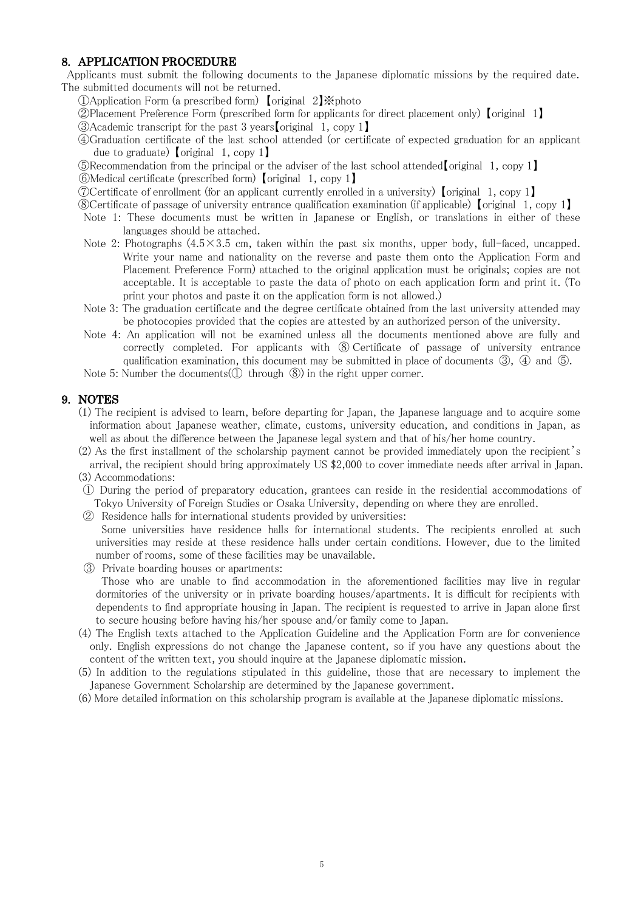## 8. APPLICATION PROCEDURE

Applicants must submit the following documents to the Japanese diplomatic missions by the required date. The submitted documents will not be returned.

①Application Form (a prescribed form) 【original 2】※photo
②Placement Preference Form (prescribed form for applicants for direct placement only) 【original 1】
③Academic transcript for the past 3 years【original 1, copy 1】
④Graduation certificate of the last school attended (or certificate of expected graduation for an applicant due to graduate) 【original 1, copy 1】
⑤Recommendation from the principal or the adviser of the last school attended【original 1, copy 1】
⑥Medical certificate (prescribed form) 【original 1, copy 1】
⑦Certificate of enrollment (for an applicant currently enrolled in a university) 【original 1, copy 1】
⑧Certificate of passage of university entrance qualification examination (if applicable) 【original 1, copy 1】

Note 1: These documents must be written in Japanese or English, or translations in either of these languages should be attached.

Note 2: Photographs (4.5×3.5 cm, taken within the past six months, upper body, full-faced, uncapped. Write your name and nationality on the reverse and paste them onto the Application Form and Placement Preference Form) attached to the original application must be originals; copies are not acceptable. It is acceptable to paste the data of photo on each application form and print it. (To print your photos and paste it on the application form is not allowed.)

Note 3: The graduation certificate and the degree certificate obtained from the last university attended may be photocopies provided that the copies are attested by an authorized person of the university.

Note 4: An application will not be examined unless all the documents mentioned above are fully and correctly completed. For applicants with ⑧ Certificate of passage of university entrance qualification examination, this document may be submitted in place of documents ③, ④ and ⑤.

Note 5: Number the documents(① through ⑧) in the right upper corner.

## 9. NOTES

(1) The recipient is advised to learn, before departing for Japan, the Japanese language and to acquire some information about Japanese weather, climate, customs, university education, and conditions in Japan, as well as about the difference between the Japanese legal system and that of his/her home country.

(2) As the first installment of the scholarship payment cannot be provided immediately upon the recipient's arrival, the recipient should bring approximately US $2,000 to cover immediate needs after arrival in Japan.

(3) Accommodations:

① During the period of preparatory education, grantees can reside in the residential accommodations of Tokyo University of Foreign Studies or Osaka University, depending on where they are enrolled.

② Residence halls for international students provided by universities:
Some universities have residence halls for international students. The recipients enrolled at such universities may reside at these residence halls under certain conditions. However, due to the limited number of rooms, some of these facilities may be unavailable.

③ Private boarding houses or apartments:
Those who are unable to find accommodation in the aforementioned facilities may live in regular dormitories of the university or in private boarding houses/apartments. It is difficult for recipients with dependents to find appropriate housing in Japan. The recipient is requested to arrive in Japan alone first to secure housing before having his/her spouse and/or family come to Japan.

(4) The English texts attached to the Application Guideline and the Application Form are for convenience only. English expressions do not change the Japanese content, so if you have any questions about the content of the written text, you should inquire at the Japanese diplomatic mission.

(5) In addition to the regulations stipulated in this guideline, those that are necessary to implement the Japanese Government Scholarship are determined by the Japanese government.

(6) More detailed information on this scholarship program is available at the Japanese diplomatic missions.